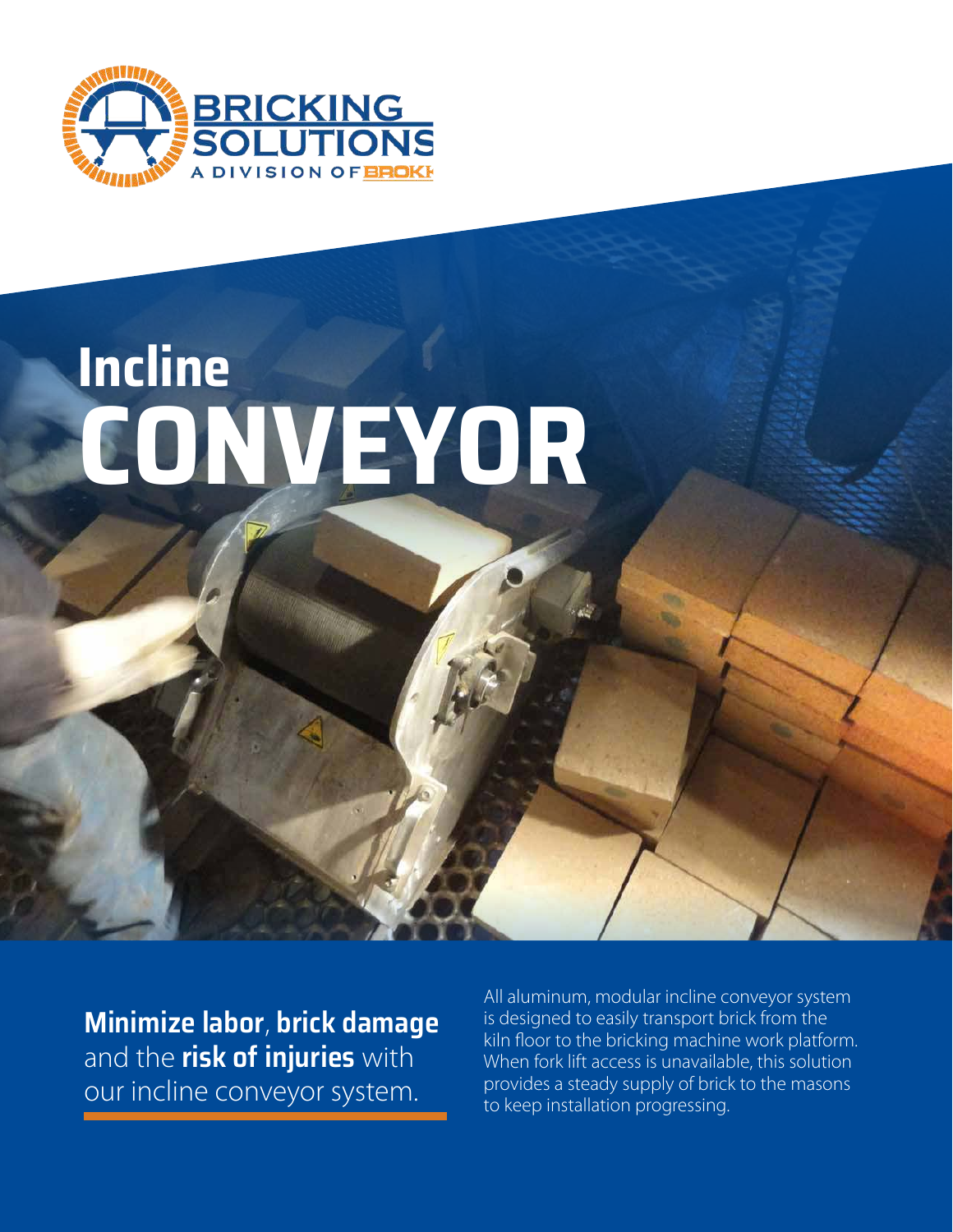BRICKING SOLUTIONS

A DIVISION OF BROKK

# Incline CONVEYOR

**Minimize labor**, **brick damage** and the **risk of injuries** with our incline conveyor system.

All aluminum, modular incline conveyor system is designed to easily transport brick from the kiln floor to the bricking machine work platform. When fork lift access is unavailable, this solution provides a steady supply of brick to the masons to keep installation progressing.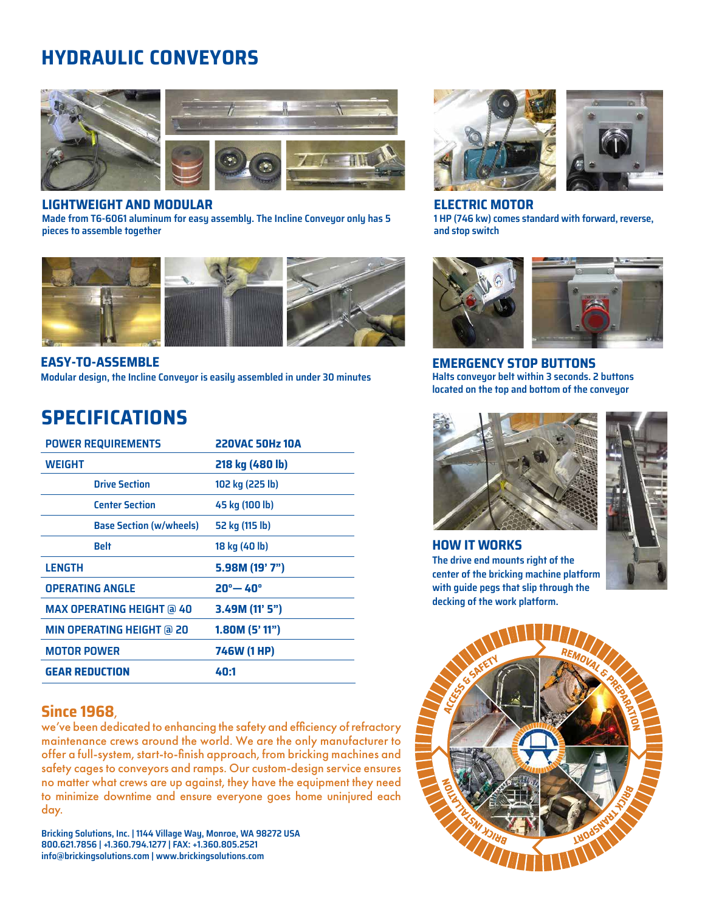# HYDRAULIC CONVEYORS

### LIGHTWEIGHT AND MODULAR

Made from T6-6061 aluminum for easy assembly. The Incline Conveyor only has 5 pieces to assemble together

### ELECTRIC MOTOR

1 HP (746 kw) comes standard with forward, reverse, and stop switch

### EASY-TO-ASSEMBLE

Modular design, the Incline Conveyor is easily assembled in under 30 minutes

### EMERGENCY STOP BUTTONS

Halts conveyor belt within 3 seconds. 2 buttons located on the top and bottom of the conveyor

## SPECIFICATIONS

| | |
|---|---|
| **POWER REQUIREMENTS** | **220VAC 50Hz 10A** |
| **WEIGHT** | **218 kg (480 lb)** |
| Drive Section | 102 kg (225 lb) |
| Center Section | 45 kg (100 lb) |
| Base Section (w/wheels) | 52 kg (115 lb) |
| Belt | 18 kg (40 lb) |
| **LENGTH** | **5.98M (19' 7")** |
| **OPERATING ANGLE** | **20°— 40°** |
| **MAX OPERATING HEIGHT @ 40** | **3.49M (11' 5")** |
| **MIN OPERATING HEIGHT @ 20** | **1.80M (5' 11")** |
| **MOTOR POWER** | **746W (1 HP)** |
| **GEAR REDUCTION** | **40:1** |

### HOW IT WORKS

The drive end mounts right of the center of the bricking machine platform with guide pegs that slip through the decking of the work platform.

## Since 1968,

we've been dedicated to enhancing the safety and efficiency of refractory maintenance crews around the world. We are the only manufacturer to offer a full-system, start-to-finish approach, from bricking machines and safety cages to conveyors and ramps. Our custom-design service ensures no matter what crews are up against, they have the equipment they need to minimize downtime and ensure everyone goes home uninjured each day.

ACCESS & SAFETY
REMOVAL & PREPARATION
BRICK TRANSPORT
BRICK INSTALLATION

**Bricking Solutions, Inc. | 1144 Village Way, Monroe, WA 98272 USA**
**800.621.7856 | +1.360.794.1277 | FAX: +1.360.805.2521**
**info@brickingsolutions.com | www.brickingsolutions.com**